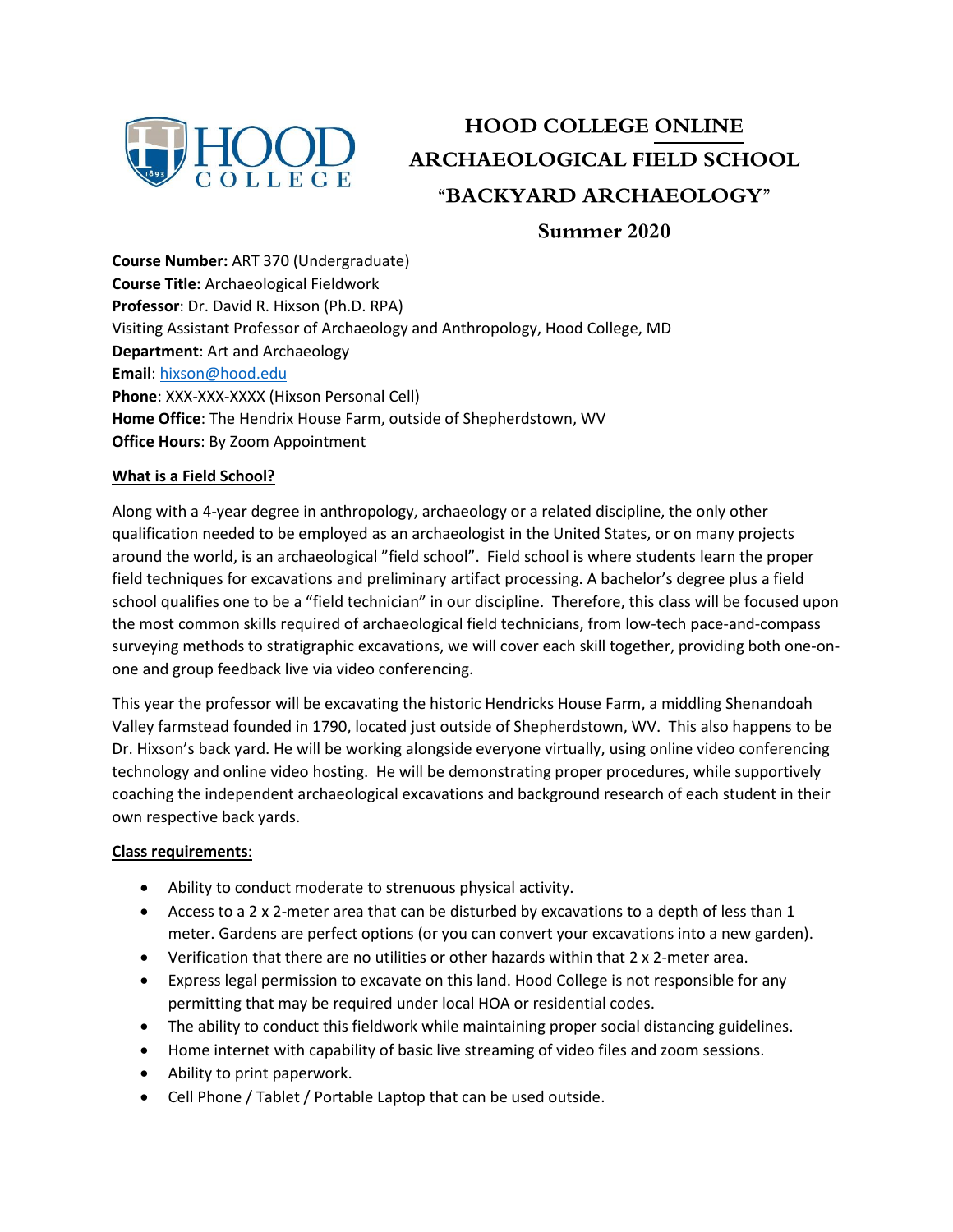# HOOD COLLEGE ONLINE ARCHAEOLOGICAL FIELD SCHOOL "BACKYARD ARCHAEOLOGY"

## Summer 2020

**Course Number:** ART 370 (Undergraduate)
**Course Title:** Archaeological Fieldwork
**Professor**: Dr. David R. Hixson (Ph.D. RPA)
Visiting Assistant Professor of Archaeology and Anthropology, Hood College, MD
**Department**: Art and Archaeology
**Email**: hixson@hood.edu
**Phone**: XXX-XXX-XXXX (Hixson Personal Cell)
**Home Office**: The Hendrix House Farm, outside of Shepherdstown, WV
**Office Hours**: By Zoom Appointment

### What is a Field School?

Along with a 4-year degree in anthropology, archaeology or a related discipline, the only other qualification needed to be employed as an archaeologist in the United States, or on many projects around the world, is an archaeological "field school". Field school is where students learn the proper field techniques for excavations and preliminary artifact processing. A bachelor's degree plus a field school qualifies one to be a "field technician" in our discipline. Therefore, this class will be focused upon the most common skills required of archaeological field technicians, from low-tech pace-and-compass surveying methods to stratigraphic excavations, we will cover each skill together, providing both one-on-one and group feedback live via video conferencing.

This year the professor will be excavating the historic Hendricks House Farm, a middling Shenandoah Valley farmstead founded in 1790, located just outside of Shepherdstown, WV. This also happens to be Dr. Hixson's back yard. He will be working alongside everyone virtually, using online video conferencing technology and online video hosting. He will be demonstrating proper procedures, while supportively coaching the independent archaeological excavations and background research of each student in their own respective back yards.

### Class requirements:

- Ability to conduct moderate to strenuous physical activity.
- Access to a 2 x 2-meter area that can be disturbed by excavations to a depth of less than 1 meter. Gardens are perfect options (or you can convert your excavations into a new garden).
- Verification that there are no utilities or other hazards within that 2 x 2-meter area.
- Express legal permission to excavate on this land. Hood College is not responsible for any permitting that may be required under local HOA or residential codes.
- The ability to conduct this fieldwork while maintaining proper social distancing guidelines.
- Home internet with capability of basic live streaming of video files and zoom sessions.
- Ability to print paperwork.
- Cell Phone / Tablet / Portable Laptop that can be used outside.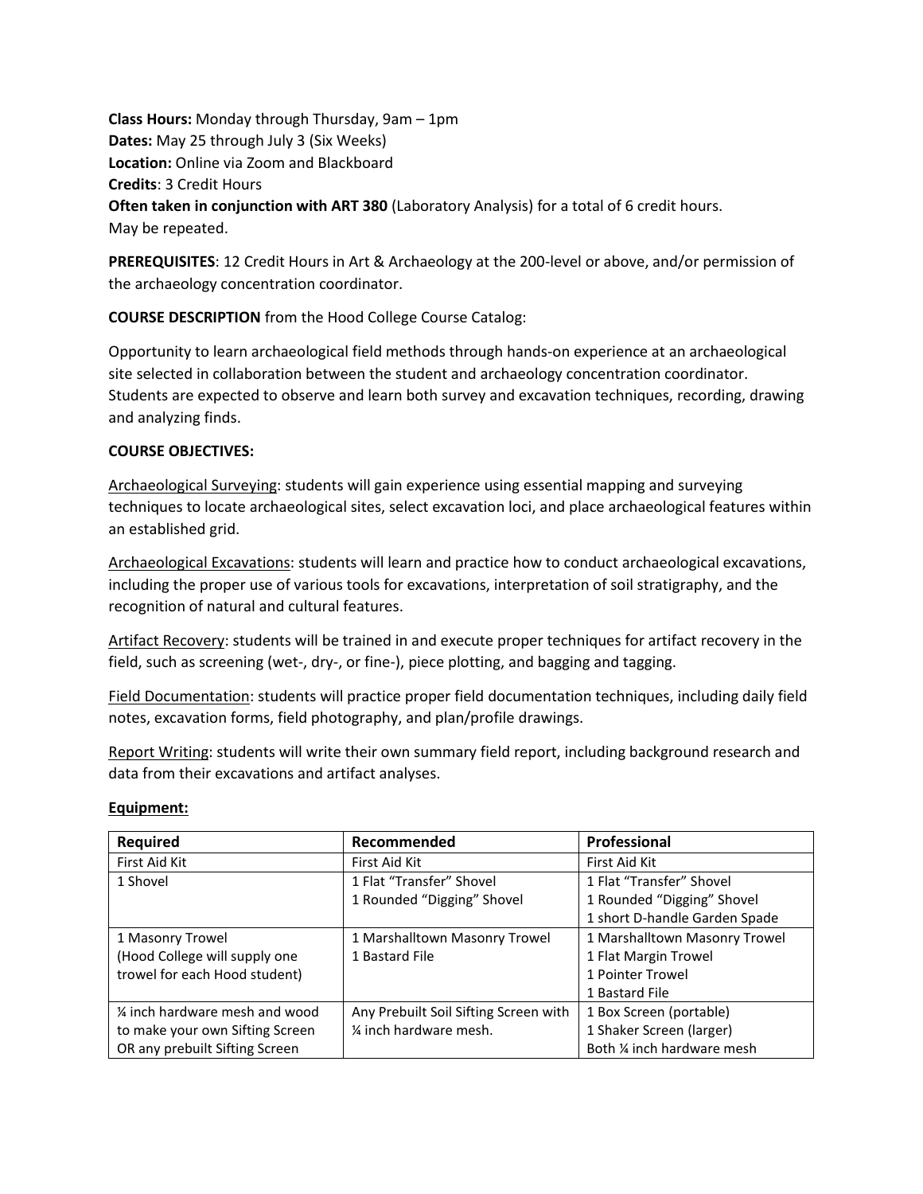**Class Hours:** Monday through Thursday, 9am – 1pm
**Dates:** May 25 through July 3 (Six Weeks)
**Location:** Online via Zoom and Blackboard
**Credits**: 3 Credit Hours
**Often taken in conjunction with ART 380** (Laboratory Analysis) for a total of 6 credit hours.
May be repeated.

**PREREQUISITES**: 12 Credit Hours in Art & Archaeology at the 200-level or above, and/or permission of the archaeology concentration coordinator.

**COURSE DESCRIPTION** from the Hood College Course Catalog:

Opportunity to learn archaeological field methods through hands-on experience at an archaeological site selected in collaboration between the student and archaeology concentration coordinator. Students are expected to observe and learn both survey and excavation techniques, recording, drawing and analyzing finds.

**COURSE OBJECTIVES:**

<u>Archaeological Surveying</u>: students will gain experience using essential mapping and surveying techniques to locate archaeological sites, select excavation loci, and place archaeological features within an established grid.

<u>Archaeological Excavations</u>: students will learn and practice how to conduct archaeological excavations, including the proper use of various tools for excavations, interpretation of soil stratigraphy, and the recognition of natural and cultural features.

<u>Artifact Recovery</u>: students will be trained in and execute proper techniques for artifact recovery in the field, such as screening (wet-, dry-, or fine-), piece plotting, and bagging and tagging.

<u>Field Documentation</u>: students will practice proper field documentation techniques, including daily field notes, excavation forms, field photography, and plan/profile drawings.

<u>Report Writing</u>: students will write their own summary field report, including background research and data from their excavations and artifact analyses.

**<u>Equipment:</u>**

| Required | Recommended | Professional |
|---|---|---|
| First Aid Kit | First Aid Kit | First Aid Kit |
| 1 Shovel | 1 Flat "Transfer" Shovel<br>1 Rounded "Digging" Shovel | 1 Flat "Transfer" Shovel<br>1 Rounded "Digging" Shovel<br>1 short D-handle Garden Spade |
| 1 Masonry Trowel<br>(Hood College will supply one trowel for each Hood student) | 1 Marshalltown Masonry Trowel<br>1 Bastard File | 1 Marshalltown Masonry Trowel<br>1 Flat Margin Trowel<br>1 Pointer Trowel<br>1 Bastard File |
| ¼ inch hardware mesh and wood to make your own Sifting Screen OR any prebuilt Sifting Screen | Any Prebuilt Soil Sifting Screen with ¼ inch hardware mesh. | 1 Box Screen (portable)<br>1 Shaker Screen (larger)<br>Both ¼ inch hardware mesh |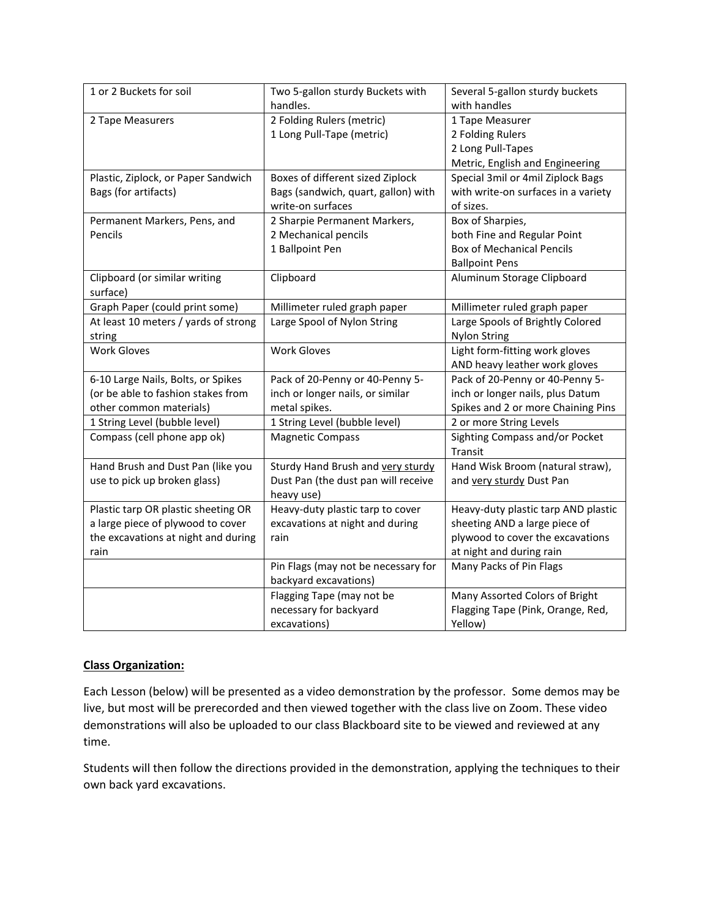| 1 or 2 Buckets for soil | Two 5-gallon sturdy Buckets with handles. | Several 5-gallon sturdy buckets with handles |
|---|---|---|
| 2 Tape Measurers | 2 Folding Rulers (metric)<br>1 Long Pull-Tape (metric) | 1 Tape Measurer<br>2 Folding Rulers<br>2 Long Pull-Tapes<br>Metric, English and Engineering |
| Plastic, Ziplock, or Paper Sandwich Bags (for artifacts) | Boxes of different sized Ziplock Bags (sandwich, quart, gallon) with write-on surfaces | Special 3mil or 4mil Ziplock Bags with write-on surfaces in a variety of sizes. |
| Permanent Markers, Pens, and Pencils | 2 Sharpie Permanent Markers,<br>2 Mechanical pencils<br>1 Ballpoint Pen | Box of Sharpies,<br>both Fine and Regular Point<br>Box of Mechanical Pencils<br>Ballpoint Pens |
| Clipboard (or similar writing surface) | Clipboard | Aluminum Storage Clipboard |
| Graph Paper (could print some) | Millimeter ruled graph paper | Millimeter ruled graph paper |
| At least 10 meters / yards of strong string | Large Spool of Nylon String | Large Spools of Brightly Colored Nylon String |
| Work Gloves | Work Gloves | Light form-fitting work gloves AND heavy leather work gloves |
| 6-10 Large Nails, Bolts, or Spikes (or be able to fashion stakes from other common materials) | Pack of 20-Penny or 40-Penny 5-inch or longer nails, or similar metal spikes. | Pack of 20-Penny or 40-Penny 5-inch or longer nails, plus Datum Spikes and 2 or more Chaining Pins |
| 1 String Level (bubble level) | 1 String Level (bubble level) | 2 or more String Levels |
| Compass (cell phone app ok) | Magnetic Compass | Sighting Compass and/or Pocket Transit |
| Hand Brush and Dust Pan (like you use to pick up broken glass) | Sturdy Hand Brush and <u>very sturdy</u> Dust Pan (the dust pan will receive heavy use) | Hand Wisk Broom (natural straw), and <u>very sturdy</u> Dust Pan |
| Plastic tarp OR plastic sheeting OR a large piece of plywood to cover the excavations at night and during rain | Heavy-duty plastic tarp to cover excavations at night and during rain | Heavy-duty plastic tarp AND plastic sheeting AND a large piece of plywood to cover the excavations at night and during rain |
| | Pin Flags (may not be necessary for backyard excavations) | Many Packs of Pin Flags |
| | Flagging Tape (may not be necessary for backyard excavations) | Many Assorted Colors of Bright Flagging Tape (Pink, Orange, Red, Yellow) |

**<u>Class Organization:</u>**

Each Lesson (below) will be presented as a video demonstration by the professor. Some demos may be live, but most will be prerecorded and then viewed together with the class live on Zoom. These video demonstrations will also be uploaded to our class Blackboard site to be viewed and reviewed at any time.

Students will then follow the directions provided in the demonstration, applying the techniques to their own back yard excavations.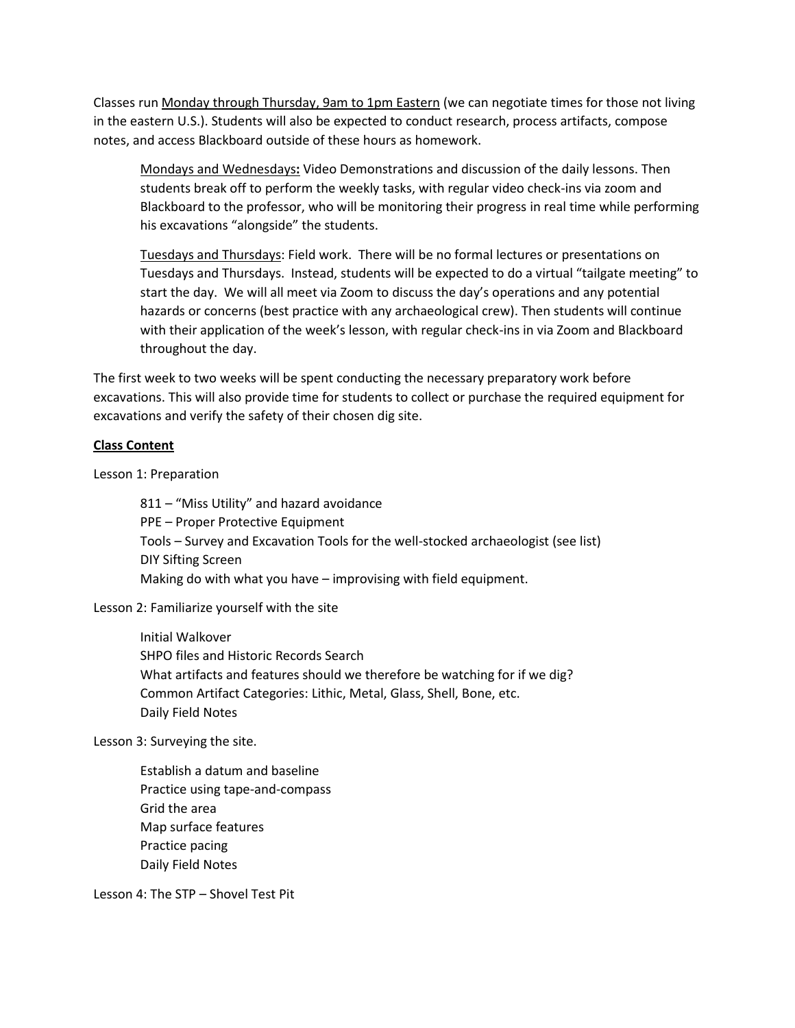Classes run <u>Monday through Thursday, 9am to 1pm Eastern</u> (we can negotiate times for those not living in the eastern U.S.). Students will also be expected to conduct research, process artifacts, compose notes, and access Blackboard outside of these hours as homework.

> <u>Mondays and Wednesdays</u>**:** Video Demonstrations and discussion of the daily lessons. Then students break off to perform the weekly tasks, with regular video check-ins via zoom and Blackboard to the professor, who will be monitoring their progress in real time while performing his excavations "alongside" the students.
>
> <u>Tuesdays and Thursdays</u>: Field work. There will be no formal lectures or presentations on Tuesdays and Thursdays. Instead, students will be expected to do a virtual "tailgate meeting" to start the day. We will all meet via Zoom to discuss the day's operations and any potential hazards or concerns (best practice with any archaeological crew). Then students will continue with their application of the week's lesson, with regular check-ins in via Zoom and Blackboard throughout the day.

The first week to two weeks will be spent conducting the necessary preparatory work before excavations. This will also provide time for students to collect or purchase the required equipment for excavations and verify the safety of their chosen dig site.

**<u>Class Content</u>**

Lesson 1: Preparation

- 811 – "Miss Utility" and hazard avoidance
- PPE – Proper Protective Equipment
- Tools – Survey and Excavation Tools for the well-stocked archaeologist (see list)
- DIY Sifting Screen
- Making do with what you have – improvising with field equipment.

Lesson 2: Familiarize yourself with the site

- Initial Walkover
- SHPO files and Historic Records Search
- What artifacts and features should we therefore be watching for if we dig?
- Common Artifact Categories: Lithic, Metal, Glass, Shell, Bone, etc.
- Daily Field Notes

Lesson 3: Surveying the site.

- Establish a datum and baseline
- Practice using tape-and-compass
- Grid the area
- Map surface features
- Practice pacing
- Daily Field Notes

Lesson 4: The STP – Shovel Test Pit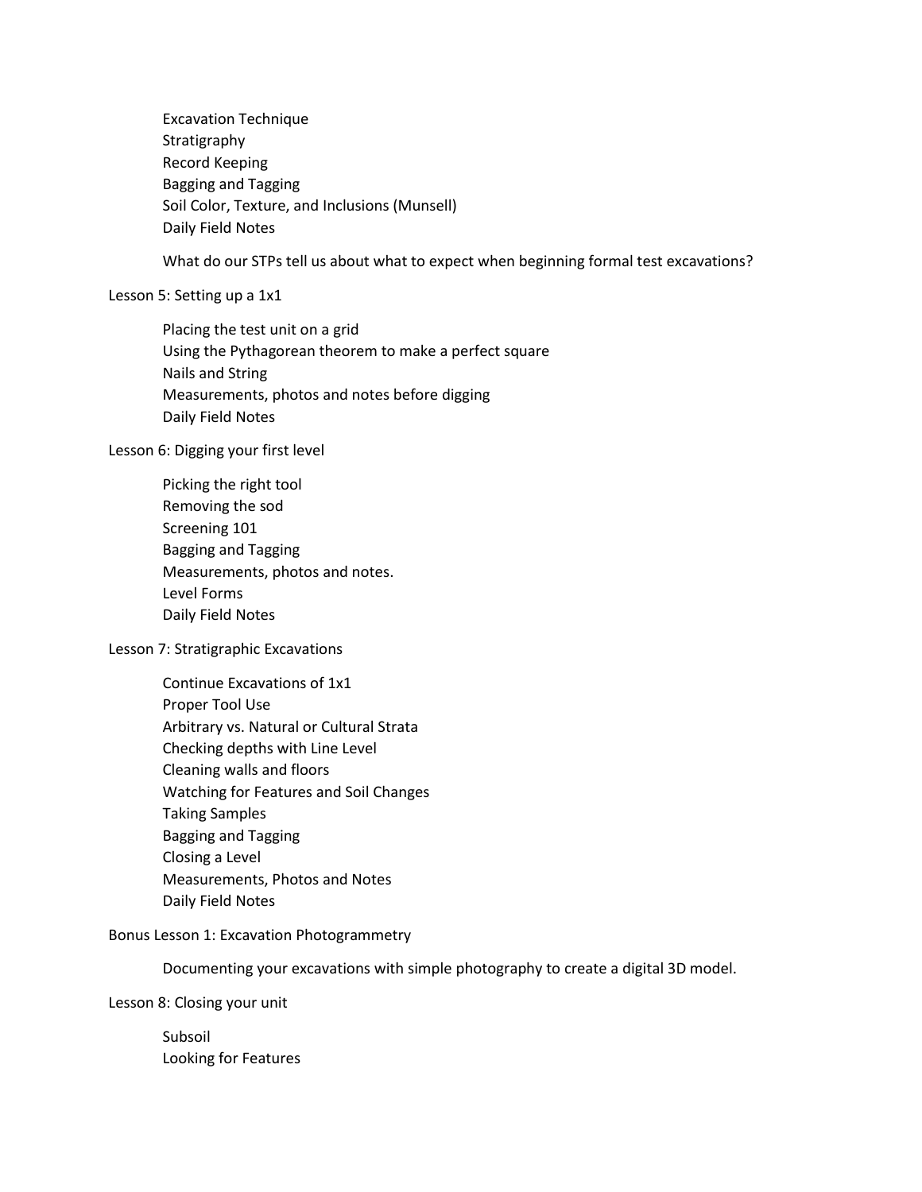Excavation Technique
Stratigraphy
Record Keeping
Bagging and Tagging
Soil Color, Texture, and Inclusions (Munsell)
Daily Field Notes

What do our STPs tell us about what to expect when beginning formal test excavations?

Lesson 5: Setting up a 1x1

Placing the test unit on a grid
Using the Pythagorean theorem to make a perfect square
Nails and String
Measurements, photos and notes before digging
Daily Field Notes

Lesson 6: Digging your first level

Picking the right tool
Removing the sod
Screening 101
Bagging and Tagging
Measurements, photos and notes.
Level Forms
Daily Field Notes

Lesson 7: Stratigraphic Excavations

Continue Excavations of 1x1
Proper Tool Use
Arbitrary vs. Natural or Cultural Strata
Checking depths with Line Level
Cleaning walls and floors
Watching for Features and Soil Changes
Taking Samples
Bagging and Tagging
Closing a Level
Measurements, Photos and Notes
Daily Field Notes

Bonus Lesson 1: Excavation Photogrammetry

Documenting your excavations with simple photography to create a digital 3D model.

Lesson 8: Closing your unit

Subsoil
Looking for Features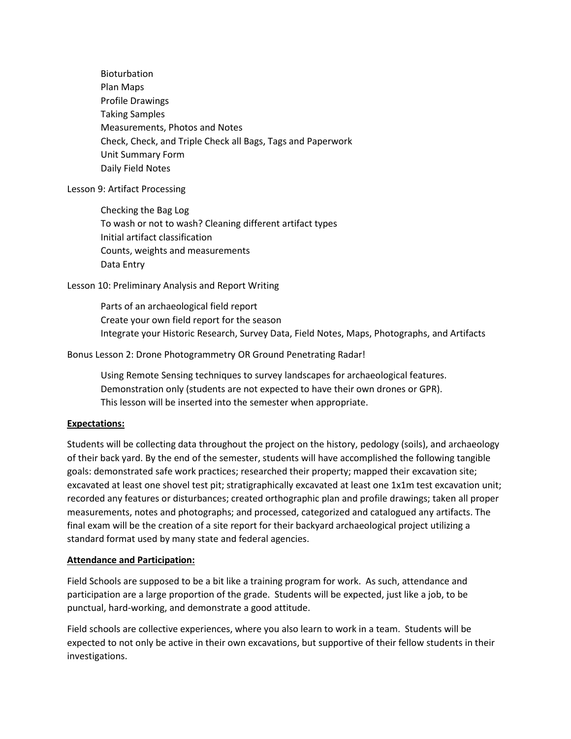- Bioturbation
- Plan Maps
- Profile Drawings
- Taking Samples
- Measurements, Photos and Notes
- Check, Check, and Triple Check all Bags, Tags and Paperwork
- Unit Summary Form
- Daily Field Notes

Lesson 9: Artifact Processing

- Checking the Bag Log
- To wash or not to wash? Cleaning different artifact types
- Initial artifact classification
- Counts, weights and measurements
- Data Entry

Lesson 10: Preliminary Analysis and Report Writing

- Parts of an archaeological field report
- Create your own field report for the season
- Integrate your Historic Research, Survey Data, Field Notes, Maps, Photographs, and Artifacts

Bonus Lesson 2: Drone Photogrammetry OR Ground Penetrating Radar!

- Using Remote Sensing techniques to survey landscapes for archaeological features.
- Demonstration only (students are not expected to have their own drones or GPR).
- This lesson will be inserted into the semester when appropriate.

**Expectations:**

Students will be collecting data throughout the project on the history, pedology (soils), and archaeology of their back yard. By the end of the semester, students will have accomplished the following tangible goals: demonstrated safe work practices; researched their property; mapped their excavation site; excavated at least one shovel test pit; stratigraphically excavated at least one 1x1m test excavation unit; recorded any features or disturbances; created orthographic plan and profile drawings; taken all proper measurements, notes and photographs; and processed, categorized and catalogued any artifacts. The final exam will be the creation of a site report for their backyard archaeological project utilizing a standard format used by many state and federal agencies.

**Attendance and Participation:**

Field Schools are supposed to be a bit like a training program for work. As such, attendance and participation are a large proportion of the grade. Students will be expected, just like a job, to be punctual, hard-working, and demonstrate a good attitude.

Field schools are collective experiences, where you also learn to work in a team. Students will be expected to not only be active in their own excavations, but supportive of their fellow students in their investigations.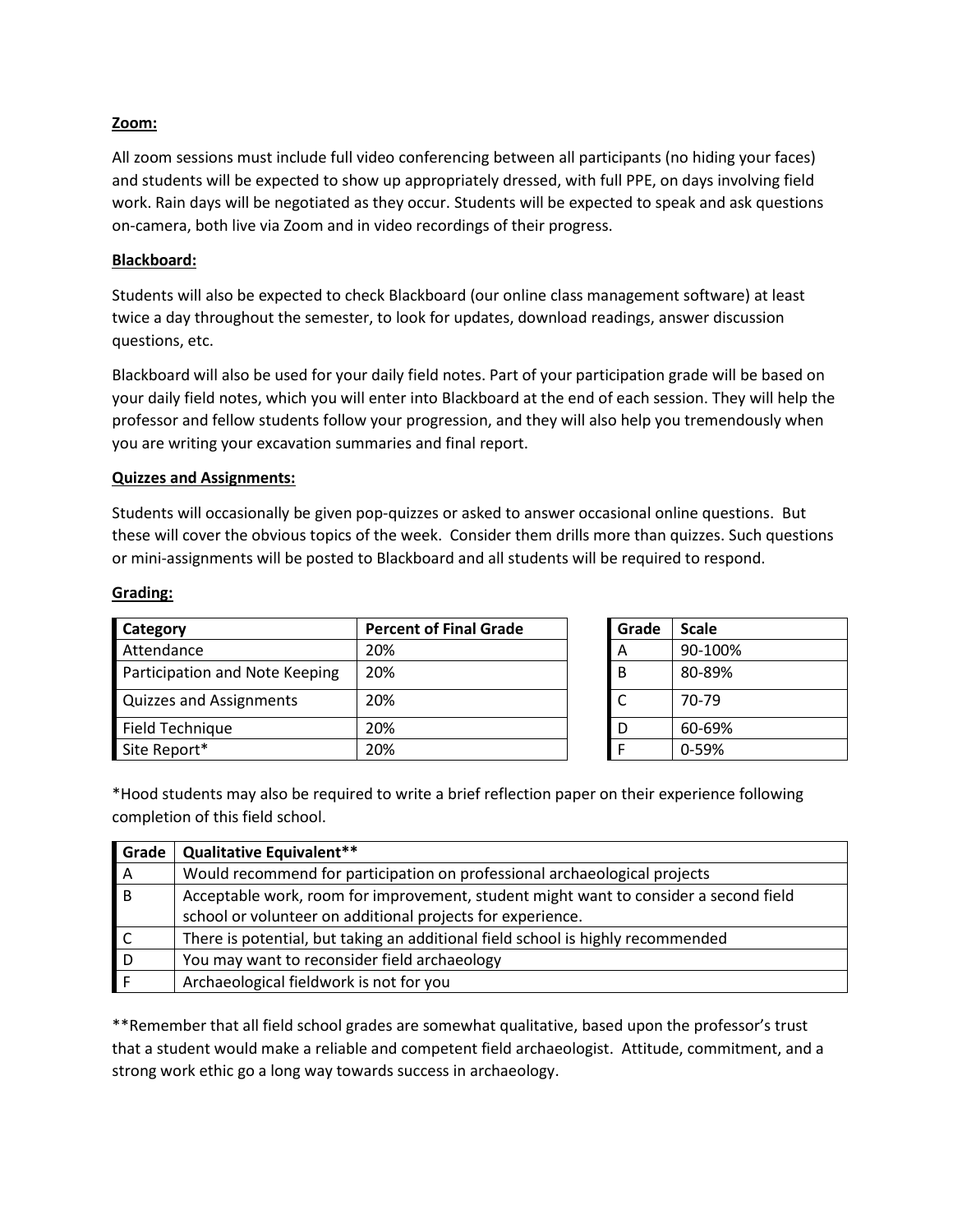**Zoom:**

All zoom sessions must include full video conferencing between all participants (no hiding your faces) and students will be expected to show up appropriately dressed, with full PPE, on days involving field work. Rain days will be negotiated as they occur. Students will be expected to speak and ask questions on-camera, both live via Zoom and in video recordings of their progress.

**Blackboard:**

Students will also be expected to check Blackboard (our online class management software) at least twice a day throughout the semester, to look for updates, download readings, answer discussion questions, etc.

Blackboard will also be used for your daily field notes. Part of your participation grade will be based on your daily field notes, which you will enter into Blackboard at the end of each session. They will help the professor and fellow students follow your progression, and they will also help you tremendously when you are writing your excavation summaries and final report.

**Quizzes and Assignments:**

Students will occasionally be given pop-quizzes or asked to answer occasional online questions. But these will cover the obvious topics of the week. Consider them drills more than quizzes. Such questions or mini-assignments will be posted to Blackboard and all students will be required to respond.

**Grading:**

| Category | Percent of Final Grade |
|---|---|
| Attendance | 20% |
| Participation and Note Keeping | 20% |
| Quizzes and Assignments | 20% |
| Field Technique | 20% |
| Site Report* | 20% |

| Grade | Scale |
|---|---|
| A | 90-100% |
| B | 80-89% |
| C | 70-79 |
| D | 60-69% |
| F | 0-59% |

*Hood students may also be required to write a brief reflection paper on their experience following completion of this field school.

| Grade | Qualitative Equivalent** |
|---|---|
| A | Would recommend for participation on professional archaeological projects |
| B | Acceptable work, room for improvement, student might want to consider a second field school or volunteer on additional projects for experience. |
| C | There is potential, but taking an additional field school is highly recommended |
| D | You may want to reconsider field archaeology |
| F | Archaeological fieldwork is not for you |

**Remember that all field school grades are somewhat qualitative, based upon the professor's trust that a student would make a reliable and competent field archaeologist. Attitude, commitment, and a strong work ethic go a long way towards success in archaeology.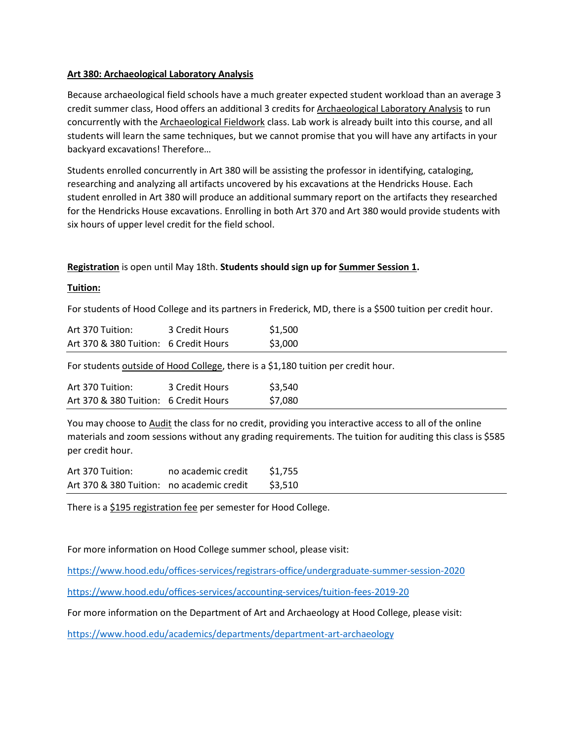**Art 380: Archaeological Laboratory Analysis**

Because archaeological field schools have a much greater expected student workload than an average 3 credit summer class, Hood offers an additional 3 credits for Archaeological Laboratory Analysis to run concurrently with the Archaeological Fieldwork class. Lab work is already built into this course, and all students will learn the same techniques, but we cannot promise that you will have any artifacts in your backyard excavations! Therefore…

Students enrolled concurrently in Art 380 will be assisting the professor in identifying, cataloging, researching and analyzing all artifacts uncovered by his excavations at the Hendricks House. Each student enrolled in Art 380 will produce an additional summary report on the artifacts they researched for the Hendricks House excavations. Enrolling in both Art 370 and Art 380 would provide students with six hours of upper level credit for the field school.

**Registration** is open until May 18th. **Students should sign up for Summer Session 1.**

**Tuition:**

For students of Hood College and its partners in Frederick, MD, there is a $500 tuition per credit hour.

| | | |
|---|---|---|
| Art 370 Tuition: | 3 Credit Hours | $1,500 |
| Art 370 & 380 Tuition: | 6 Credit Hours | $3,000 |

For students outside of Hood College, there is a $1,180 tuition per credit hour.

| | | |
|---|---|---|
| Art 370 Tuition: | 3 Credit Hours | $3,540 |
| Art 370 & 380 Tuition: | 6 Credit Hours | $7,080 |

You may choose to Audit the class for no credit, providing you interactive access to all of the online materials and zoom sessions without any grading requirements. The tuition for auditing this class is $585 per credit hour.

| | | |
|---|---|---|
| Art 370 Tuition: | no academic credit | $1,755 |
| Art 370 & 380 Tuition: | no academic credit | $3,510 |

There is a $195 registration fee per semester for Hood College.

For more information on Hood College summer school, please visit:

https://www.hood.edu/offices-services/registrars-office/undergraduate-summer-session-2020

https://www.hood.edu/offices-services/accounting-services/tuition-fees-2019-20

For more information on the Department of Art and Archaeology at Hood College, please visit:

https://www.hood.edu/academics/departments/department-art-archaeology